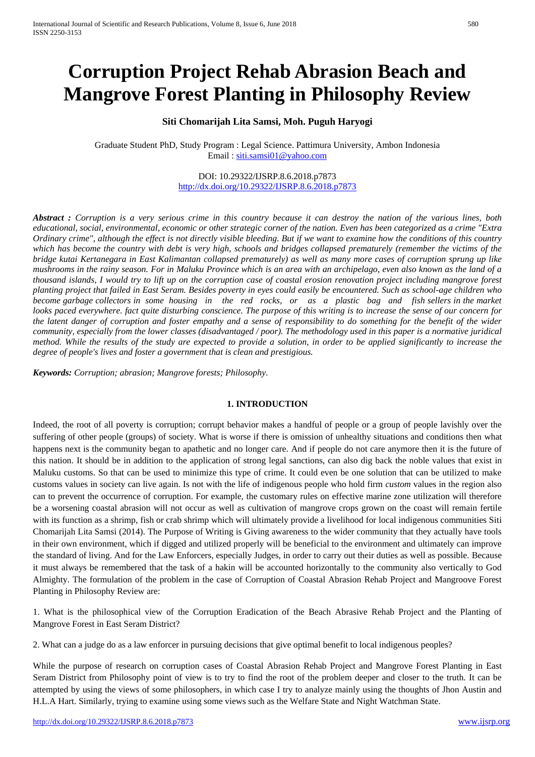# Corruption Project Rehab Abrasion Beach and Mangrove Forest Planting in Philosophy Review

**Siti Chomarijah Lita Samsi, Moh. Puguh Haryogi**

Graduate Student PhD, Study Program : Legal Science. Pattimura University, Ambon Indonesia
Email : siti.samsi01@yahoo.com

DOI: 10.29322/IJSRP.8.6.2018.p7873
http://dx.doi.org/10.29322/IJSRP.8.6.2018.p7873

***Abstract :*** *Corruption is a very serious crime in this country because it can destroy the nation of the various lines, both educational, social, environmental, economic or other strategic corner of the nation. Even has been categorized as a crime "Extra Ordinary crime", although the effect is not directly visible bleeding. But if we want to examine how the conditions of this country which has become the country with debt is very high, schools and bridges collapsed prematurely (remember the victims of the bridge kutai Kertanegara in East Kalimantan collapsed prematurely) as well as many more cases of corruption sprung up like mushrooms in the rainy season. For in Maluku Province which is an area with an archipelago, even also known as the land of a thousand islands, I would try to lift up on the corruption case of coastal erosion renovation project including mangrove forest planting project that failed in East Seram. Besides poverty in eyes could easily be encountered. Such as school-age children who become garbage collectors in some housing in the red rocks, or as a plastic bag and fish sellers in the market looks paced everywhere. fact quite disturbing conscience. The purpose of this writing is to increase the sense of our concern for the latent danger of corruption and foster empathy and a sense of responsibility to do something for the benefit of the wider community, especially from the lower classes (disadvantaged / poor). The methodology used in this paper is a normative juridical method. While the results of the study are expected to provide a solution, in order to be applied significantly to increase the degree of people's lives and foster a government that is clean and prestigious.*

***Keywords:*** *Corruption; abrasion; Mangrove forests; Philosophy.*

## 1. INTRODUCTION

Indeed, the root of all poverty is corruption; corrupt behavior makes a handful of people or a group of people lavishly over the suffering of other people (groups) of society. What is worse if there is omission of unhealthy situations and conditions then what happens next is the community began to apathetic and no longer care. And if people do not care anymore then it is the future of this nation. It should be in addition to the application of strong legal sanctions, can also dig back the noble values that exist in Maluku customs. So that can be used to minimize this type of crime. It could even be one solution that can be utilized to make customs values in society can live again. Is not with the life of indigenous people who hold firm *custom* values in the region also can to prevent the occurrence of corruption. For example, the customary rules on effective marine zone utilization will therefore be a worsening coastal abrasion will not occur as well as cultivation of mangrove crops grown on the coast will remain fertile with its function as a shrimp, fish or crab shrimp which will ultimately provide a livelihood for local indigenous communities Siti Chomarijah Lita Samsi (2014). The Purpose of Writing is Giving awareness to the wider community that they actually have tools in their own environment, which if digged and utilized properly will be beneficial to the environment and ultimately can improve the standard of living. And for the Law Enforcers, especially Judges, in order to carry out their duties as well as possible. Because it must always be remembered that the task of a hakin will be accounted horizontally to the community also vertically to God Almighty. The formulation of the problem in the case of Corruption of Coastal Abrasion Rehab Project and Mangroove Forest Planting in Philosophy Review are:

1. What is the philosophical view of the Corruption Eradication of the Beach Abrasive Rehab Project and the Planting of Mangrove Forest in East Seram District?

2. What can a judge do as a law enforcer in pursuing decisions that give optimal benefit to local indigenous peoples?

While the purpose of research on corruption cases of Coastal Abrasion Rehab Project and Mangrove Forest Planting in East Seram District from Philosophy point of view is to try to find the root of the problem deeper and closer to the truth. It can be attempted by using the views of some philosophers, in which case I try to analyze mainly using the thoughts of Jhon Austin and H.L.A Hart. Similarly, trying to examine using some views such as the Welfare State and Night Watchman State.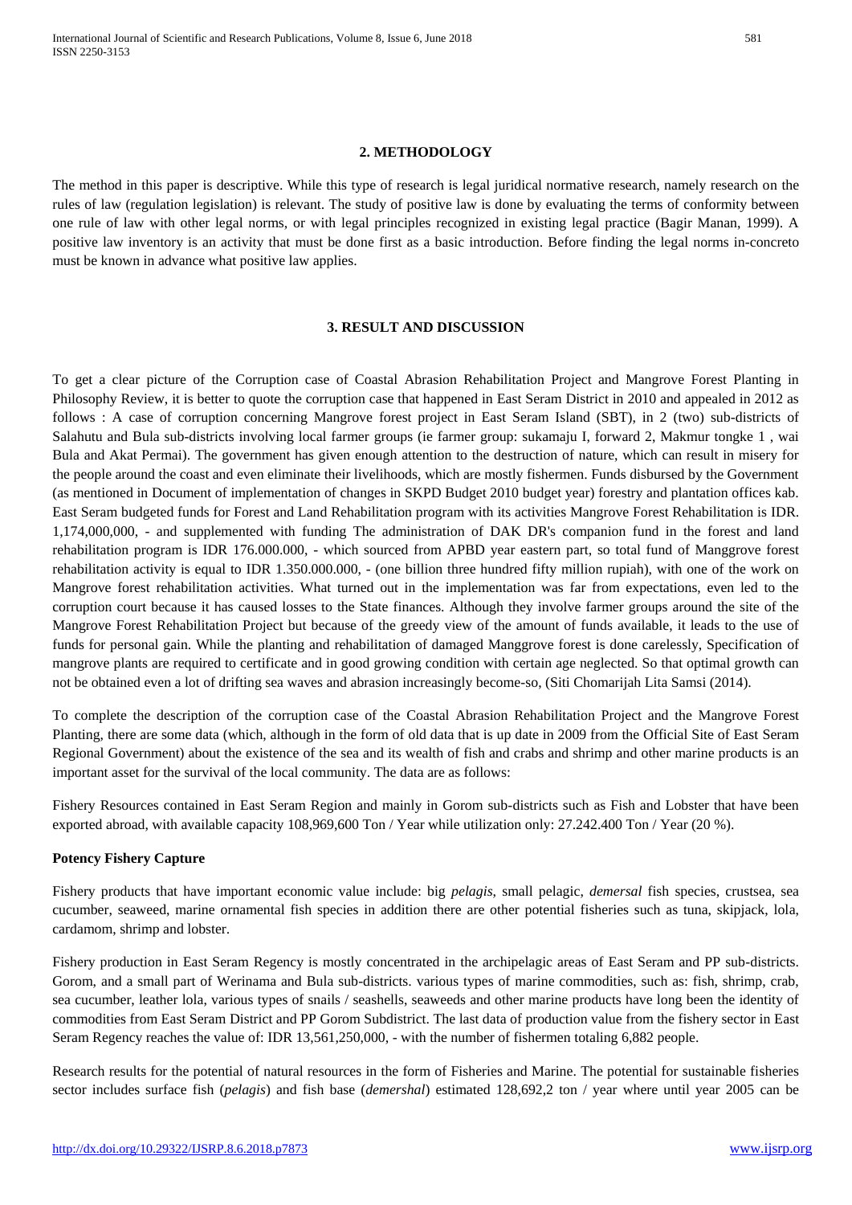## 2. METHODOLOGY

The method in this paper is descriptive. While this type of research is legal juridical normative research, namely research on the rules of law (regulation legislation) is relevant. The study of positive law is done by evaluating the terms of conformity between one rule of law with other legal norms, or with legal principles recognized in existing legal practice (Bagir Manan, 1999). A positive law inventory is an activity that must be done first as a basic introduction. Before finding the legal norms in-concreto must be known in advance what positive law applies.

## 3. RESULT AND DISCUSSION

To get a clear picture of the Corruption case of Coastal Abrasion Rehabilitation Project and Mangrove Forest Planting in Philosophy Review, it is better to quote the corruption case that happened in East Seram District in 2010 and appealed in 2012 as follows : A case of corruption concerning Mangrove forest project in East Seram Island (SBT), in 2 (two) sub-districts of Salahutu and Bula sub-districts involving local farmer groups (ie farmer group: sukamaju I, forward 2, Makmur tongke 1 , wai Bula and Akat Permai). The government has given enough attention to the destruction of nature, which can result in misery for the people around the coast and even eliminate their livelihoods, which are mostly fishermen. Funds disbursed by the Government (as mentioned in Document of implementation of changes in SKPD Budget 2010 budget year) forestry and plantation offices kab. East Seram budgeted funds for Forest and Land Rehabilitation program with its activities Mangrove Forest Rehabilitation is IDR. 1,174,000,000, - and supplemented with funding The administration of DAK DR's companion fund in the forest and land rehabilitation program is IDR 176.000.000, - which sourced from APBD year eastern part, so total fund of Manggrove forest rehabilitation activity is equal to IDR 1.350.000.000, - (one billion three hundred fifty million rupiah), with one of the work on Mangrove forest rehabilitation activities. What turned out in the implementation was far from expectations, even led to the corruption court because it has caused losses to the State finances. Although they involve farmer groups around the site of the Mangrove Forest Rehabilitation Project but because of the greedy view of the amount of funds available, it leads to the use of funds for personal gain. While the planting and rehabilitation of damaged Manggrove forest is done carelessly, Specification of mangrove plants are required to certificate and in good growing condition with certain age neglected. So that optimal growth can not be obtained even a lot of drifting sea waves and abrasion increasingly become-so, (Siti Chomarijah Lita Samsi (2014).

To complete the description of the corruption case of the Coastal Abrasion Rehabilitation Project and the Mangrove Forest Planting, there are some data (which, although in the form of old data that is up date in 2009 from the Official Site of East Seram Regional Government) about the existence of the sea and its wealth of fish and crabs and shrimp and other marine products is an important asset for the survival of the local community. The data are as follows:

Fishery Resources contained in East Seram Region and mainly in Gorom sub-districts such as Fish and Lobster that have been exported abroad, with available capacity 108,969,600 Ton / Year while utilization only: 27.242.400 Ton / Year (20 %).

**Potency Fishery Capture**

Fishery products that have important economic value include: big *pelagis*, small pelagic, *demersal* fish species, crustsea, sea cucumber, seaweed, marine ornamental fish species in addition there are other potential fisheries such as tuna, skipjack, lola, cardamom, shrimp and lobster.

Fishery production in East Seram Regency is mostly concentrated in the archipelagic areas of East Seram and PP sub-districts. Gorom, and a small part of Werinama and Bula sub-districts. various types of marine commodities, such as: fish, shrimp, crab, sea cucumber, leather lola, various types of snails / seashells, seaweeds and other marine products have long been the identity of commodities from East Seram District and PP Gorom Subdistrict. The last data of production value from the fishery sector in East Seram Regency reaches the value of: IDR 13,561,250,000, - with the number of fishermen totaling 6,882 people.

Research results for the potential of natural resources in the form of Fisheries and Marine. The potential for sustainable fisheries sector includes surface fish (*pelagis*) and fish base (*demershal*) estimated 128,692,2 ton / year where until year 2005 can be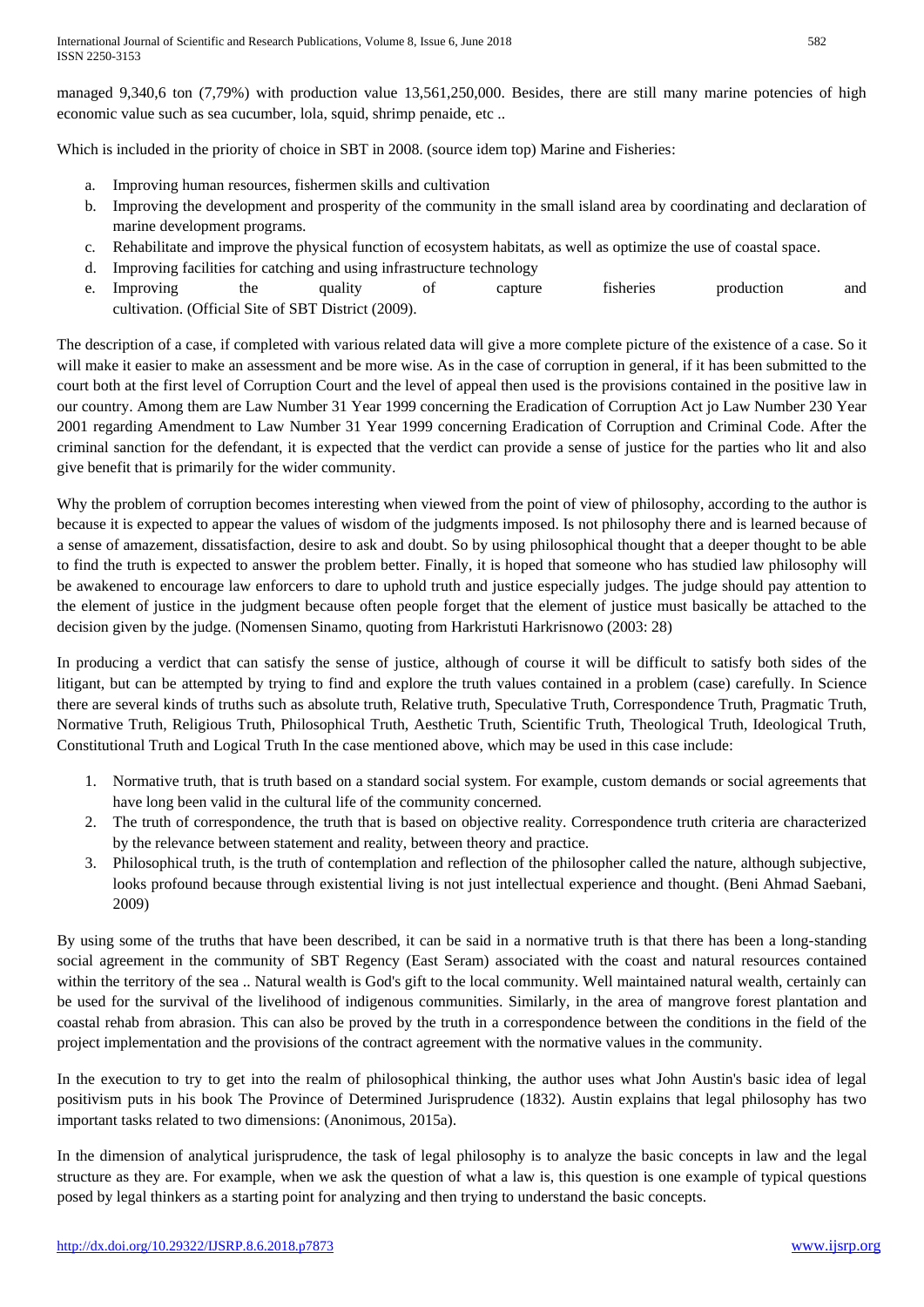managed 9,340,6 ton (7,79%) with production value 13,561,250,000. Besides, there are still many marine potencies of high economic value such as sea cucumber, lola, squid, shrimp penaide, etc ..

Which is included in the priority of choice in SBT in 2008. (source idem top) Marine and Fisheries:

a. Improving human resources, fishermen skills and cultivation
b. Improving the development and prosperity of the community in the small island area by coordinating and declaration of marine development programs.
c. Rehabilitate and improve the physical function of ecosystem habitats, as well as optimize the use of coastal space.
d. Improving facilities for catching and using infrastructure technology
e. Improving the quality of capture fisheries production and cultivation. (Official Site of SBT District (2009).

The description of a case, if completed with various related data will give a more complete picture of the existence of a case. So it will make it easier to make an assessment and be more wise. As in the case of corruption in general, if it has been submitted to the court both at the first level of Corruption Court and the level of appeal then used is the provisions contained in the positive law in our country. Among them are Law Number 31 Year 1999 concerning the Eradication of Corruption Act jo Law Number 230 Year 2001 regarding Amendment to Law Number 31 Year 1999 concerning Eradication of Corruption and Criminal Code. After the criminal sanction for the defendant, it is expected that the verdict can provide a sense of justice for the parties who lit and also give benefit that is primarily for the wider community.

Why the problem of corruption becomes interesting when viewed from the point of view of philosophy, according to the author is because it is expected to appear the values of wisdom of the judgments imposed. Is not philosophy there and is learned because of a sense of amazement, dissatisfaction, desire to ask and doubt. So by using philosophical thought that a deeper thought to be able to find the truth is expected to answer the problem better. Finally, it is hoped that someone who has studied law philosophy will be awakened to encourage law enforcers to dare to uphold truth and justice especially judges. The judge should pay attention to the element of justice in the judgment because often people forget that the element of justice must basically be attached to the decision given by the judge. (Nomensen Sinamo, quoting from Harkristuti Harkrisnowo (2003: 28)

In producing a verdict that can satisfy the sense of justice, although of course it will be difficult to satisfy both sides of the litigant, but can be attempted by trying to find and explore the truth values contained in a problem (case) carefully. In Science there are several kinds of truths such as absolute truth, Relative truth, Speculative Truth, Correspondence Truth, Pragmatic Truth, Normative Truth, Religious Truth, Philosophical Truth, Aesthetic Truth, Scientific Truth, Theological Truth, Ideological Truth, Constitutional Truth and Logical Truth In the case mentioned above, which may be used in this case include:

1. Normative truth, that is truth based on a standard social system. For example, custom demands or social agreements that have long been valid in the cultural life of the community concerned.
2. The truth of correspondence, the truth that is based on objective reality. Correspondence truth criteria are characterized by the relevance between statement and reality, between theory and practice.
3. Philosophical truth, is the truth of contemplation and reflection of the philosopher called the nature, although subjective, looks profound because through existential living is not just intellectual experience and thought. (Beni Ahmad Saebani, 2009)

By using some of the truths that have been described, it can be said in a normative truth is that there has been a long-standing social agreement in the community of SBT Regency (East Seram) associated with the coast and natural resources contained within the territory of the sea .. Natural wealth is God's gift to the local community. Well maintained natural wealth, certainly can be used for the survival of the livelihood of indigenous communities. Similarly, in the area of mangrove forest plantation and coastal rehab from abrasion. This can also be proved by the truth in a correspondence between the conditions in the field of the project implementation and the provisions of the contract agreement with the normative values in the community.

In the execution to try to get into the realm of philosophical thinking, the author uses what John Austin's basic idea of legal positivism puts in his book The Province of Determined Jurisprudence (1832). Austin explains that legal philosophy has two important tasks related to two dimensions: (Anonimous, 2015a).

In the dimension of analytical jurisprudence, the task of legal philosophy is to analyze the basic concepts in law and the legal structure as they are. For example, when we ask the question of what a law is, this question is one example of typical questions posed by legal thinkers as a starting point for analyzing and then trying to understand the basic concepts.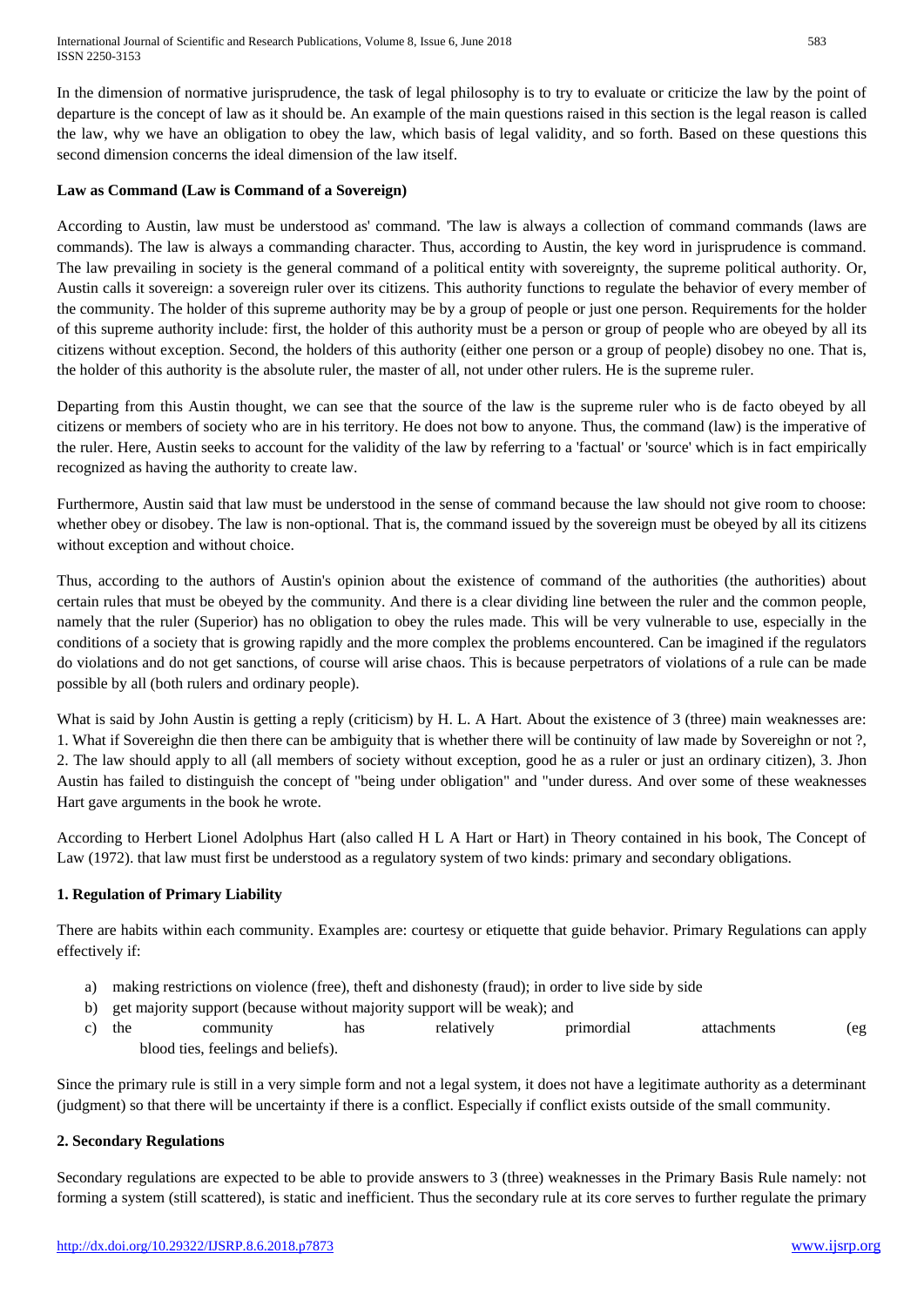In the dimension of normative jurisprudence, the task of legal philosophy is to try to evaluate or criticize the law by the point of departure is the concept of law as it should be. An example of the main questions raised in this section is the legal reason is called the law, why we have an obligation to obey the law, which basis of legal validity, and so forth. Based on these questions this second dimension concerns the ideal dimension of the law itself.

**Law as Command (Law is Command of a Sovereign)**

According to Austin, law must be understood as' command. 'The law is always a collection of command commands (laws are commands). The law is always a commanding character. Thus, according to Austin, the key word in jurisprudence is command. The law prevailing in society is the general command of a political entity with sovereignty, the supreme political authority. Or, Austin calls it sovereign: a sovereign ruler over its citizens. This authority functions to regulate the behavior of every member of the community. The holder of this supreme authority may be by a group of people or just one person. Requirements for the holder of this supreme authority include: first, the holder of this authority must be a person or group of people who are obeyed by all its citizens without exception. Second, the holders of this authority (either one person or a group of people) disobey no one. That is, the holder of this authority is the absolute ruler, the master of all, not under other rulers. He is the supreme ruler.

Departing from this Austin thought, we can see that the source of the law is the supreme ruler who is de facto obeyed by all citizens or members of society who are in his territory. He does not bow to anyone. Thus, the command (law) is the imperative of the ruler. Here, Austin seeks to account for the validity of the law by referring to a 'factual' or 'source' which is in fact empirically recognized as having the authority to create law.

Furthermore, Austin said that law must be understood in the sense of command because the law should not give room to choose: whether obey or disobey. The law is non-optional. That is, the command issued by the sovereign must be obeyed by all its citizens without exception and without choice.

Thus, according to the authors of Austin's opinion about the existence of command of the authorities (the authorities) about certain rules that must be obeyed by the community. And there is a clear dividing line between the ruler and the common people, namely that the ruler (Superior) has no obligation to obey the rules made. This will be very vulnerable to use, especially in the conditions of a society that is growing rapidly and the more complex the problems encountered. Can be imagined if the regulators do violations and do not get sanctions, of course will arise chaos. This is because perpetrators of violations of a rule can be made possible by all (both rulers and ordinary people).

What is said by John Austin is getting a reply (criticism) by H. L. A Hart. About the existence of 3 (three) main weaknesses are: 1. What if Sovereighn die then there can be ambiguity that is whether there will be continuity of law made by Sovereighn or not ?, 2. The law should apply to all (all members of society without exception, good he as a ruler or just an ordinary citizen), 3. Jhon Austin has failed to distinguish the concept of "being under obligation" and "under duress. And over some of these weaknesses Hart gave arguments in the book he wrote.

According to Herbert Lionel Adolphus Hart (also called H L A Hart or Hart) in Theory contained in his book, The Concept of Law (1972). that law must first be understood as a regulatory system of two kinds: primary and secondary obligations.

**1. Regulation of Primary Liability**

There are habits within each community. Examples are: courtesy or etiquette that guide behavior. Primary Regulations can apply effectively if:

a) making restrictions on violence (free), theft and dishonesty (fraud); in order to live side by side
b) get majority support (because without majority support will be weak); and
c) the community has relatively primordial attachments (eg blood ties, feelings and beliefs).

Since the primary rule is still in a very simple form and not a legal system, it does not have a legitimate authority as a determinant (judgment) so that there will be uncertainty if there is a conflict. Especially if conflict exists outside of the small community.

**2. Secondary Regulations**

Secondary regulations are expected to be able to provide answers to 3 (three) weaknesses in the Primary Basis Rule namely: not forming a system (still scattered), is static and inefficient. Thus the secondary rule at its core serves to further regulate the primary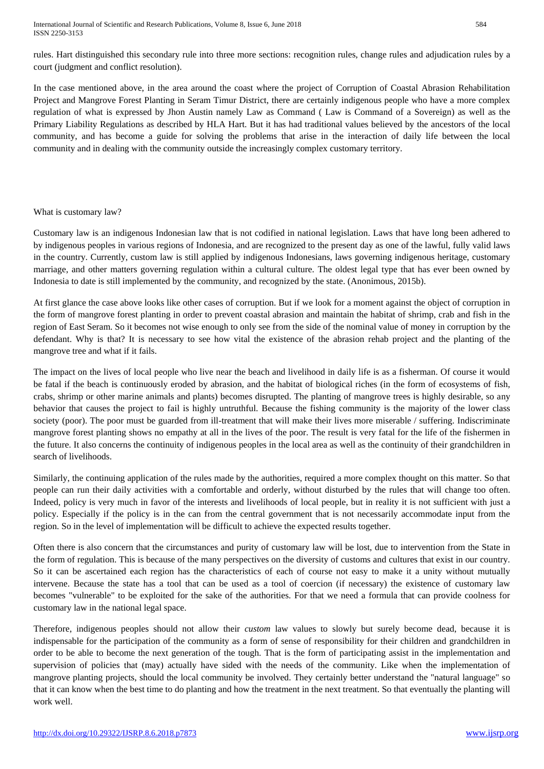rules. Hart distinguished this secondary rule into three more sections: recognition rules, change rules and adjudication rules by a court (judgment and conflict resolution).

In the case mentioned above, in the area around the coast where the project of Corruption of Coastal Abrasion Rehabilitation Project and Mangrove Forest Planting in Seram Timur District, there are certainly indigenous people who have a more complex regulation of what is expressed by Jhon Austin namely Law as Command ( Law is Command of a Sovereign) as well as the Primary Liability Regulations as described by HLA Hart. But it has had traditional values believed by the ancestors of the local community, and has become a guide for solving the problems that arise in the interaction of daily life between the local community and in dealing with the community outside the increasingly complex customary territory.

What is customary law?

Customary law is an indigenous Indonesian law that is not codified in national legislation. Laws that have long been adhered to by indigenous peoples in various regions of Indonesia, and are recognized to the present day as one of the lawful, fully valid laws in the country. Currently, custom law is still applied by indigenous Indonesians, laws governing indigenous heritage, customary marriage, and other matters governing regulation within a cultural culture. The oldest legal type that has ever been owned by Indonesia to date is still implemented by the community, and recognized by the state. (Anonimous, 2015b).

At first glance the case above looks like other cases of corruption. But if we look for a moment against the object of corruption in the form of mangrove forest planting in order to prevent coastal abrasion and maintain the habitat of shrimp, crab and fish in the region of East Seram. So it becomes not wise enough to only see from the side of the nominal value of money in corruption by the defendant. Why is that? It is necessary to see how vital the existence of the abrasion rehab project and the planting of the mangrove tree and what if it fails.

The impact on the lives of local people who live near the beach and livelihood in daily life is as a fisherman. Of course it would be fatal if the beach is continuously eroded by abrasion, and the habitat of biological riches (in the form of ecosystems of fish, crabs, shrimp or other marine animals and plants) becomes disrupted. The planting of mangrove trees is highly desirable, so any behavior that causes the project to fail is highly untruthful. Because the fishing community is the majority of the lower class society (poor). The poor must be guarded from ill-treatment that will make their lives more miserable / suffering. Indiscriminate mangrove forest planting shows no empathy at all in the lives of the poor. The result is very fatal for the life of the fishermen in the future. It also concerns the continuity of indigenous peoples in the local area as well as the continuity of their grandchildren in search of livelihoods.

Similarly, the continuing application of the rules made by the authorities, required a more complex thought on this matter. So that people can run their daily activities with a comfortable and orderly, without disturbed by the rules that will change too often. Indeed, policy is very much in favor of the interests and livelihoods of local people, but in reality it is not sufficient with just a policy. Especially if the policy is in the can from the central government that is not necessarily accommodate input from the region. So in the level of implementation will be difficult to achieve the expected results together.

Often there is also concern that the circumstances and purity of customary law will be lost, due to intervention from the State in the form of regulation. This is because of the many perspectives on the diversity of customs and cultures that exist in our country. So it can be ascertained each region has the characteristics of each of course not easy to make it a unity without mutually intervene. Because the state has a tool that can be used as a tool of coercion (if necessary) the existence of customary law becomes "vulnerable" to be exploited for the sake of the authorities. For that we need a formula that can provide coolness for customary law in the national legal space.

Therefore, indigenous peoples should not allow their *custom* law values to slowly but surely become dead, because it is indispensable for the participation of the community as a form of sense of responsibility for their children and grandchildren in order to be able to become the next generation of the tough. That is the form of participating assist in the implementation and supervision of policies that (may) actually have sided with the needs of the community. Like when the implementation of mangrove planting projects, should the local community be involved. They certainly better understand the "natural language" so that it can know when the best time to do planting and how the treatment in the next treatment. So that eventually the planting will work well.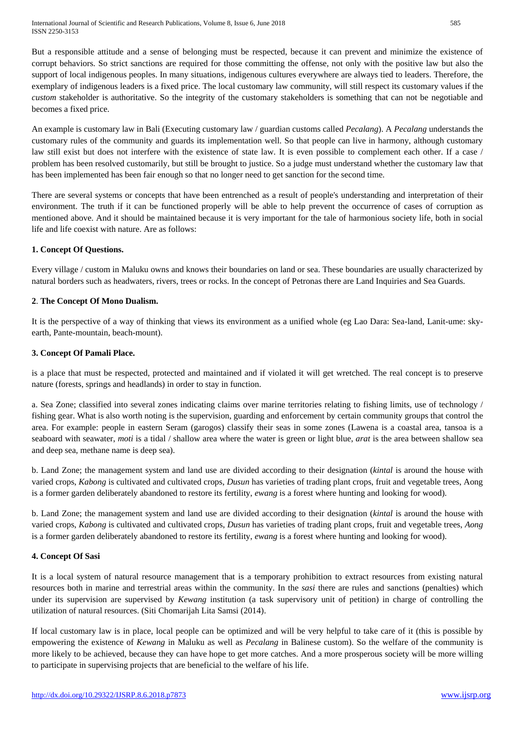But a responsible attitude and a sense of belonging must be respected, because it can prevent and minimize the existence of corrupt behaviors. So strict sanctions are required for those committing the offense, not only with the positive law but also the support of local indigenous peoples. In many situations, indigenous cultures everywhere are always tied to leaders. Therefore, the exemplary of indigenous leaders is a fixed price. The local customary law community, will still respect its customary values if the *custom* stakeholder is authoritative. So the integrity of the customary stakeholders is something that can not be negotiable and becomes a fixed price.

An example is customary law in Bali (Executing customary law / guardian customs called *Pecalang*). A *Pecalang* understands the customary rules of the community and guards its implementation well. So that people can live in harmony, although customary law still exist but does not interfere with the existence of state law. It is even possible to complement each other. If a case / problem has been resolved customarily, but still be brought to justice. So a judge must understand whether the customary law that has been implemented has been fair enough so that no longer need to get sanction for the second time.

There are several systems or concepts that have been entrenched as a result of people's understanding and interpretation of their environment. The truth if it can be functioned properly will be able to help prevent the occurrence of cases of corruption as mentioned above. And it should be maintained because it is very important for the tale of harmonious society life, both in social life and life coexist with nature. Are as follows:

**1. Concept Of Questions.**

Every village / custom in Maluku owns and knows their boundaries on land or sea. These boundaries are usually characterized by natural borders such as headwaters, rivers, trees or rocks. In the concept of Petronas there are Land Inquiries and Sea Guards.

**2**. **The Concept Of Mono Dualism.**

It is the perspective of a way of thinking that views its environment as a unified whole (eg Lao Dara: Sea-land, Lanit-ume: sky-earth, Pante-mountain, beach-mount).

**3. Concept Of Pamali Place.**

is a place that must be respected, protected and maintained and if violated it will get wretched. The real concept is to preserve nature (forests, springs and headlands) in order to stay in function.

a. Sea Zone; classified into several zones indicating claims over marine territories relating to fishing limits, use of technology / fishing gear. What is also worth noting is the supervision, guarding and enforcement by certain community groups that control the area. For example: people in eastern Seram (garogos) classify their seas in some zones (Lawena is a coastal area, tansoa is a seaboard with seawater, *moti* is a tidal / shallow area where the water is green or light blue, *arat* is the area between shallow sea and deep sea, methane name is deep sea).

b. Land Zone; the management system and land use are divided according to their designation (*kintal* is around the house with varied crops, *Kabong* is cultivated and cultivated crops, *Dusun* has varieties of trading plant crops, fruit and vegetable trees, Aong is a former garden deliberately abandoned to restore its fertility, *ewang* is a forest where hunting and looking for wood).

b. Land Zone; the management system and land use are divided according to their designation (*kintal* is around the house with varied crops, *Kabong* is cultivated and cultivated crops, *Dusun* has varieties of trading plant crops, fruit and vegetable trees, *Aong* is a former garden deliberately abandoned to restore its fertility, *ewang* is a forest where hunting and looking for wood).

**4. Concept Of Sasi**

It is a local system of natural resource management that is a temporary prohibition to extract resources from existing natural resources both in marine and terrestrial areas within the community. In the *sasi* there are rules and sanctions (penalties) which under its supervision are supervised by *Kewang* institution (a task supervisory unit of petition) in charge of controlling the utilization of natural resources. (Siti Chomarijah Lita Samsi (2014).

If local customary law is in place, local people can be optimized and will be very helpful to take care of it (this is possible by empowering the existence of *Kewang* in Maluku as well as *Pecalang* in Balinese custom). So the welfare of the community is more likely to be achieved, because they can have hope to get more catches. And a more prosperous society will be more willing to participate in supervising projects that are beneficial to the welfare of his life.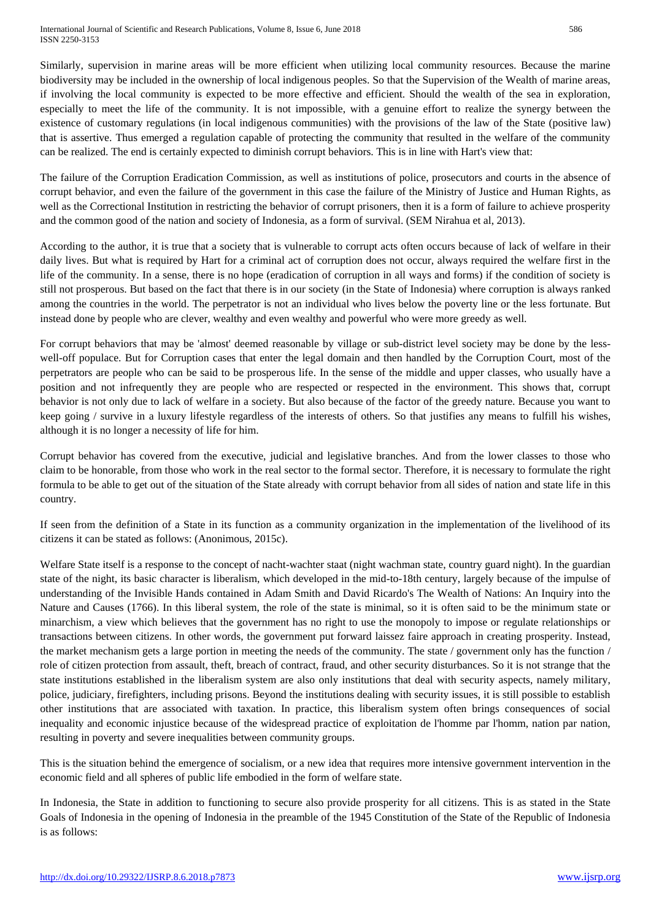Similarly, supervision in marine areas will be more efficient when utilizing local community resources. Because the marine biodiversity may be included in the ownership of local indigenous peoples. So that the Supervision of the Wealth of marine areas, if involving the local community is expected to be more effective and efficient. Should the wealth of the sea in exploration, especially to meet the life of the community. It is not impossible, with a genuine effort to realize the synergy between the existence of customary regulations (in local indigenous communities) with the provisions of the law of the State (positive law) that is assertive. Thus emerged a regulation capable of protecting the community that resulted in the welfare of the community can be realized. The end is certainly expected to diminish corrupt behaviors. This is in line with Hart's view that:

The failure of the Corruption Eradication Commission, as well as institutions of police, prosecutors and courts in the absence of corrupt behavior, and even the failure of the government in this case the failure of the Ministry of Justice and Human Rights, as well as the Correctional Institution in restricting the behavior of corrupt prisoners, then it is a form of failure to achieve prosperity and the common good of the nation and society of Indonesia, as a form of survival. (SEM Nirahua et al, 2013).

According to the author, it is true that a society that is vulnerable to corrupt acts often occurs because of lack of welfare in their daily lives. But what is required by Hart for a criminal act of corruption does not occur, always required the welfare first in the life of the community. In a sense, there is no hope (eradication of corruption in all ways and forms) if the condition of society is still not prosperous. But based on the fact that there is in our society (in the State of Indonesia) where corruption is always ranked among the countries in the world. The perpetrator is not an individual who lives below the poverty line or the less fortunate. But instead done by people who are clever, wealthy and even wealthy and powerful who were more greedy as well.

For corrupt behaviors that may be 'almost' deemed reasonable by village or sub-district level society may be done by the less-well-off populace. But for Corruption cases that enter the legal domain and then handled by the Corruption Court, most of the perpetrators are people who can be said to be prosperous life. In the sense of the middle and upper classes, who usually have a position and not infrequently they are people who are respected or respected in the environment. This shows that, corrupt behavior is not only due to lack of welfare in a society. But also because of the factor of the greedy nature. Because you want to keep going / survive in a luxury lifestyle regardless of the interests of others. So that justifies any means to fulfill his wishes, although it is no longer a necessity of life for him.

Corrupt behavior has covered from the executive, judicial and legislative branches. And from the lower classes to those who claim to be honorable, from those who work in the real sector to the formal sector. Therefore, it is necessary to formulate the right formula to be able to get out of the situation of the State already with corrupt behavior from all sides of nation and state life in this country.

If seen from the definition of a State in its function as a community organization in the implementation of the livelihood of its citizens it can be stated as follows: (Anonimous, 2015c).

Welfare State itself is a response to the concept of nacht-wachter staat (night wachman state, country guard night). In the guardian state of the night, its basic character is liberalism, which developed in the mid-to-18th century, largely because of the impulse of understanding of the Invisible Hands contained in Adam Smith and David Ricardo's The Wealth of Nations: An Inquiry into the Nature and Causes (1766). In this liberal system, the role of the state is minimal, so it is often said to be the minimum state or minarchism, a view which believes that the government has no right to use the monopoly to impose or regulate relationships or transactions between citizens. In other words, the government put forward laissez faire approach in creating prosperity. Instead, the market mechanism gets a large portion in meeting the needs of the community. The state / government only has the function / role of citizen protection from assault, theft, breach of contract, fraud, and other security disturbances. So it is not strange that the state institutions established in the liberalism system are also only institutions that deal with security aspects, namely military, police, judiciary, firefighters, including prisons. Beyond the institutions dealing with security issues, it is still possible to establish other institutions that are associated with taxation. In practice, this liberalism system often brings consequences of social inequality and economic injustice because of the widespread practice of exploitation de l'homme par l'homm, nation par nation, resulting in poverty and severe inequalities between community groups.

This is the situation behind the emergence of socialism, or a new idea that requires more intensive government intervention in the economic field and all spheres of public life embodied in the form of welfare state.

In Indonesia, the State in addition to functioning to secure also provide prosperity for all citizens. This is as stated in the State Goals of Indonesia in the opening of Indonesia in the preamble of the 1945 Constitution of the State of the Republic of Indonesia is as follows: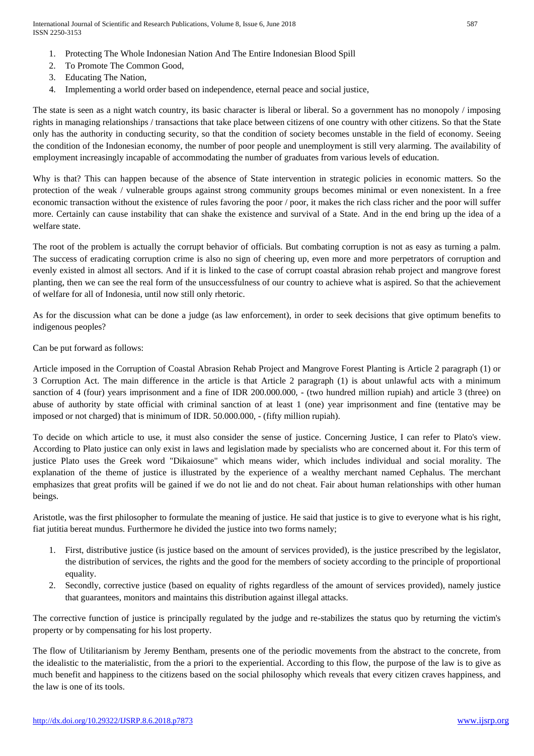1. Protecting The Whole Indonesian Nation And The Entire Indonesian Blood Spill
2. To Promote The Common Good,
3. Educating The Nation,
4. Implementing a world order based on independence, eternal peace and social justice,

The state is seen as a night watch country, its basic character is liberal or liberal. So a government has no monopoly / imposing rights in managing relationships / transactions that take place between citizens of one country with other citizens. So that the State only has the authority in conducting security, so that the condition of society becomes unstable in the field of economy. Seeing the condition of the Indonesian economy, the number of poor people and unemployment is still very alarming. The availability of employment increasingly incapable of accommodating the number of graduates from various levels of education.

Why is that? This can happen because of the absence of State intervention in strategic policies in economic matters. So the protection of the weak / vulnerable groups against strong community groups becomes minimal or even nonexistent. In a free economic transaction without the existence of rules favoring the poor / poor, it makes the rich class richer and the poor will suffer more. Certainly can cause instability that can shake the existence and survival of a State. And in the end bring up the idea of a welfare state.

The root of the problem is actually the corrupt behavior of officials. But combating corruption is not as easy as turning a palm. The success of eradicating corruption crime is also no sign of cheering up, even more and more perpetrators of corruption and evenly existed in almost all sectors. And if it is linked to the case of corrupt coastal abrasion rehab project and mangrove forest planting, then we can see the real form of the unsuccessfulness of our country to achieve what is aspired. So that the achievement of welfare for all of Indonesia, until now still only rhetoric.

As for the discussion what can be done a judge (as law enforcement), in order to seek decisions that give optimum benefits to indigenous peoples?

Can be put forward as follows:

Article imposed in the Corruption of Coastal Abrasion Rehab Project and Mangrove Forest Planting is Article 2 paragraph (1) or 3 Corruption Act. The main difference in the article is that Article 2 paragraph (1) is about unlawful acts with a minimum sanction of 4 (four) years imprisonment and a fine of IDR 200.000.000, - (two hundred million rupiah) and article 3 (three) on abuse of authority by state official with criminal sanction of at least 1 (one) year imprisonment and fine (tentative may be imposed or not charged) that is minimum of IDR. 50.000.000, - (fifty million rupiah).

To decide on which article to use, it must also consider the sense of justice. Concerning Justice, I can refer to Plato's view. According to Plato justice can only exist in laws and legislation made by specialists who are concerned about it. For this term of justice Plato uses the Greek word "Dikaiosune" which means wider, which includes individual and social morality. The explanation of the theme of justice is illustrated by the experience of a wealthy merchant named Cephalus. The merchant emphasizes that great profits will be gained if we do not lie and do not cheat. Fair about human relationships with other human beings.

Aristotle, was the first philosopher to formulate the meaning of justice. He said that justice is to give to everyone what is his right, fiat jutitia bereat mundus. Furthermore he divided the justice into two forms namely;

1. First, distributive justice (is justice based on the amount of services provided), is the justice prescribed by the legislator, the distribution of services, the rights and the good for the members of society according to the principle of proportional equality.
2. Secondly, corrective justice (based on equality of rights regardless of the amount of services provided), namely justice that guarantees, monitors and maintains this distribution against illegal attacks.

The corrective function of justice is principally regulated by the judge and re-stabilizes the status quo by returning the victim's property or by compensating for his lost property.

The flow of Utilitarianism by Jeremy Bentham, presents one of the periodic movements from the abstract to the concrete, from the idealistic to the materialistic, from the a priori to the experiential. According to this flow, the purpose of the law is to give as much benefit and happiness to the citizens based on the social philosophy which reveals that every citizen craves happiness, and the law is one of its tools.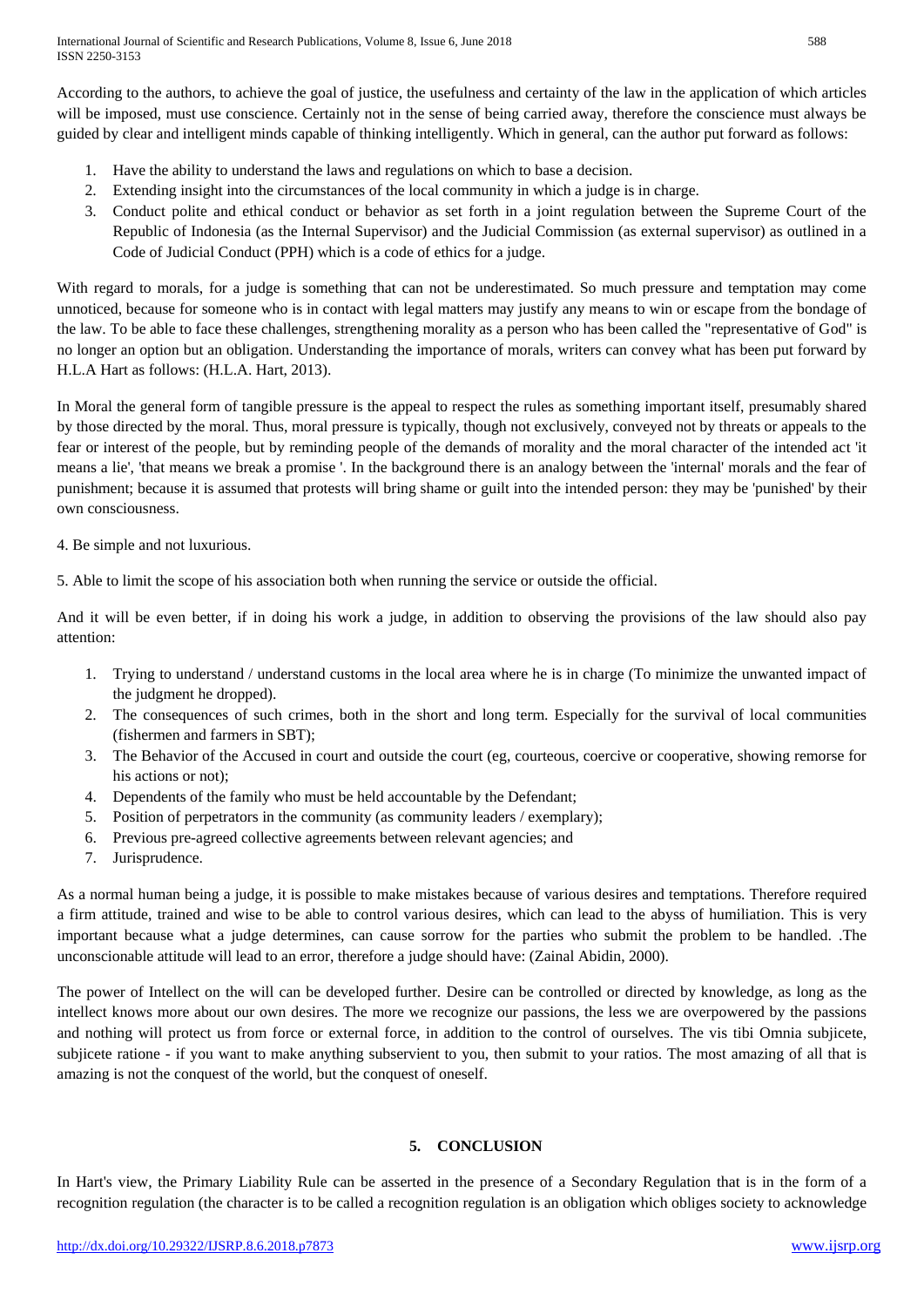According to the authors, to achieve the goal of justice, the usefulness and certainty of the law in the application of which articles will be imposed, must use conscience. Certainly not in the sense of being carried away, therefore the conscience must always be guided by clear and intelligent minds capable of thinking intelligently. Which in general, can the author put forward as follows:

1. Have the ability to understand the laws and regulations on which to base a decision.
2. Extending insight into the circumstances of the local community in which a judge is in charge.
3. Conduct polite and ethical conduct or behavior as set forth in a joint regulation between the Supreme Court of the Republic of Indonesia (as the Internal Supervisor) and the Judicial Commission (as external supervisor) as outlined in a Code of Judicial Conduct (PPH) which is a code of ethics for a judge.

With regard to morals, for a judge is something that can not be underestimated. So much pressure and temptation may come unnoticed, because for someone who is in contact with legal matters may justify any means to win or escape from the bondage of the law. To be able to face these challenges, strengthening morality as a person who has been called the "representative of God" is no longer an option but an obligation. Understanding the importance of morals, writers can convey what has been put forward by H.L.A Hart as follows: (H.L.A. Hart, 2013).

In Moral the general form of tangible pressure is the appeal to respect the rules as something important itself, presumably shared by those directed by the moral. Thus, moral pressure is typically, though not exclusively, conveyed not by threats or appeals to the fear or interest of the people, but by reminding people of the demands of morality and the moral character of the intended act 'it means a lie', 'that means we break a promise '. In the background there is an analogy between the 'internal' morals and the fear of punishment; because it is assumed that protests will bring shame or guilt into the intended person: they may be 'punished' by their own consciousness.

4. Be simple and not luxurious.

5. Able to limit the scope of his association both when running the service or outside the official.

And it will be even better, if in doing his work a judge, in addition to observing the provisions of the law should also pay attention:

1. Trying to understand / understand customs in the local area where he is in charge (To minimize the unwanted impact of the judgment he dropped).
2. The consequences of such crimes, both in the short and long term. Especially for the survival of local communities (fishermen and farmers in SBT);
3. The Behavior of the Accused in court and outside the court (eg, courteous, coercive or cooperative, showing remorse for his actions or not);
4. Dependents of the family who must be held accountable by the Defendant;
5. Position of perpetrators in the community (as community leaders / exemplary);
6. Previous pre-agreed collective agreements between relevant agencies; and
7. Jurisprudence.

As a normal human being a judge, it is possible to make mistakes because of various desires and temptations. Therefore required a firm attitude, trained and wise to be able to control various desires, which can lead to the abyss of humiliation. This is very important because what a judge determines, can cause sorrow for the parties who submit the problem to be handled. .The unconscionable attitude will lead to an error, therefore a judge should have: (Zainal Abidin, 2000).

The power of Intellect on the will can be developed further. Desire can be controlled or directed by knowledge, as long as the intellect knows more about our own desires. The more we recognize our passions, the less we are overpowered by the passions and nothing will protect us from force or external force, in addition to the control of ourselves. The vis tibi Omnia subjicete, subjicete ratione - if you want to make anything subservient to you, then submit to your ratios. The most amazing of all that is amazing is not the conquest of the world, but the conquest of oneself.

## 5. CONCLUSION

In Hart's view, the Primary Liability Rule can be asserted in the presence of a Secondary Regulation that is in the form of a recognition regulation (the character is to be called a recognition regulation is an obligation which obliges society to acknowledge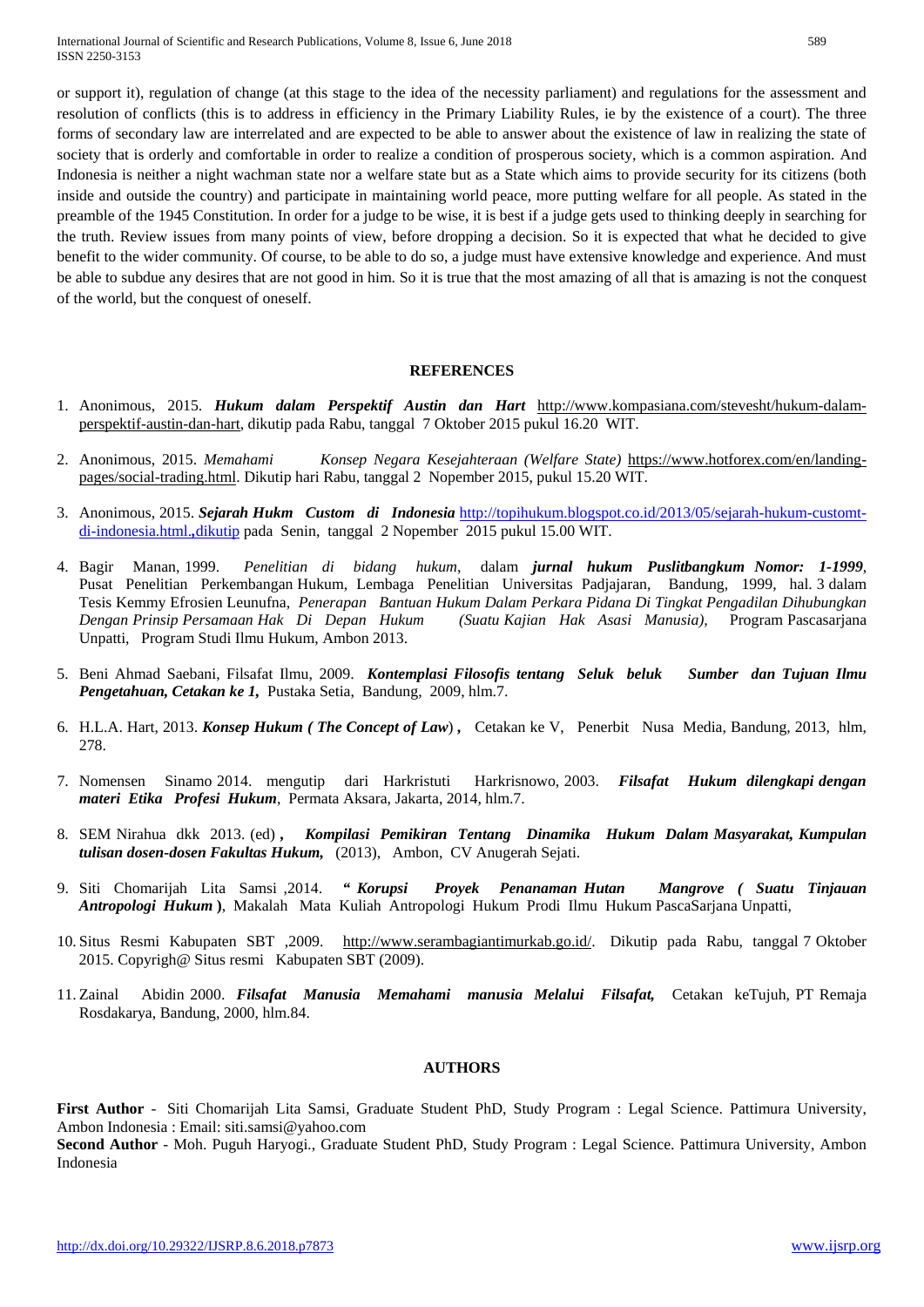or support it), regulation of change (at this stage to the idea of the necessity parliament) and regulations for the assessment and resolution of conflicts (this is to address in efficiency in the Primary Liability Rules, ie by the existence of a court). The three forms of secondary law are interrelated and are expected to be able to answer about the existence of law in realizing the state of society that is orderly and comfortable in order to realize a condition of prosperous society, which is a common aspiration. And Indonesia is neither a night wachman state nor a welfare state but as a State which aims to provide security for its citizens (both inside and outside the country) and participate in maintaining world peace, more putting welfare for all people. As stated in the preamble of the 1945 Constitution. In order for a judge to be wise, it is best if a judge gets used to thinking deeply in searching for the truth. Review issues from many points of view, before dropping a decision. So it is expected that what he decided to give benefit to the wider community. Of course, to be able to do so, a judge must have extensive knowledge and experience. And must be able to subdue any desires that are not good in him. So it is true that the most amazing of all that is amazing is not the conquest of the world, but the conquest of oneself.

## REFERENCES

1. Anonimous, 2015. ***Hukum dalam Perspektif Austin dan Hart*** http://www.kompasiana.com/stevesht/hukum-dalam-perspektif-austin-dan-hart, dikutip pada Rabu, tanggal 7 Oktober 2015 pukul 16.20 WIT.
2. Anonimous, 2015. *Memahami Konsep Negara Kesejahteraan (Welfare State)* https://www.hotforex.com/en/landing-pages/social-trading.html. Dikutip hari Rabu, tanggal 2 Nopember 2015, pukul 15.20 WIT.
3. Anonimous, 2015. ***Sejarah Hukm Custom di Indonesia*** http://topihukum.blogspot.co.id/2013/05/sejarah-hukum-customt-di-indonesia.html.,dikutip pada Senin, tanggal 2 Nopember 2015 pukul 15.00 WIT.
4. Bagir Manan, 1999. *Penelitian di bidang hukum*, dalam ***jurnal hukum Puslitbangkum Nomor: 1-1999***, Pusat Penelitian Perkembangan Hukum, Lembaga Penelitian Universitas Padjajaran, Bandung, 1999, hal. 3 dalam Tesis Kemmy Efrosien Leunufna, *Penerapan Bantuan Hukum Dalam Perkara Pidana Di Tingkat Pengadilan Dihubungkan Dengan Prinsip Persamaan Hak Di Depan Hukum (Suatu Kajian Hak Asasi Manusia)*, Program Pascasarjana Unpatti, Program Studi Ilmu Hukum, Ambon 2013.
5. Beni Ahmad Saebani, Filsafat Ilmu, 2009. ***Kontemplasi Filosofis tentang Seluk beluk Sumber dan Tujuan Ilmu Pengetahuan, Cetakan ke 1,*** Pustaka Setia, Bandung, 2009, hlm.7.
6. H.L.A. Hart, 2013. ***Konsep Hukum ( The Concept of Law***) **,** Cetakan ke V, Penerbit Nusa Media, Bandung, 2013, hlm, 278.
7. Nomensen Sinamo 2014. mengutip dari Harkristuti Harkrisnowo, 2003. ***Filsafat Hukum dilengkapi dengan materi Etika Profesi Hukum***, Permata Aksara, Jakarta, 2014, hlm.7.
8. SEM Nirahua dkk 2013. (ed) **,** ***Kompilasi Pemikiran Tentang Dinamika Hukum Dalam Masyarakat, Kumpulan tulisan dosen-dosen Fakultas Hukum,*** (2013), Ambon, CV Anugerah Sejati.
9. Siti Chomarijah Lita Samsi ,2014. ***" Korupsi Proyek Penanaman Hutan Mangrove ( Suatu Tinjauan Antropologi Hukum* )**, Makalah Mata Kuliah Antropologi Hukum Prodi Ilmu Hukum PascaSarjana Unpatti,
10. Situs Resmi Kabupaten SBT ,2009. http://www.serambagiantimurkab.go.id/. Dikutip pada Rabu, tanggal 7 Oktober 2015. Copyrigh@ Situs resmi Kabupaten SBT (2009).
11. Zainal Abidin 2000. ***Filsafat Manusia Memahami manusia Melalui Filsafat,*** Cetakan keTujuh, PT Remaja Rosdakarya, Bandung, 2000, hlm.84.

## AUTHORS

**First Author** - Siti Chomarijah Lita Samsi, Graduate Student PhD, Study Program : Legal Science. Pattimura University, Ambon Indonesia : Email: siti.samsi@yahoo.com

**Second Author** - Moh. Puguh Haryogi., Graduate Student PhD, Study Program : Legal Science. Pattimura University, Ambon Indonesia